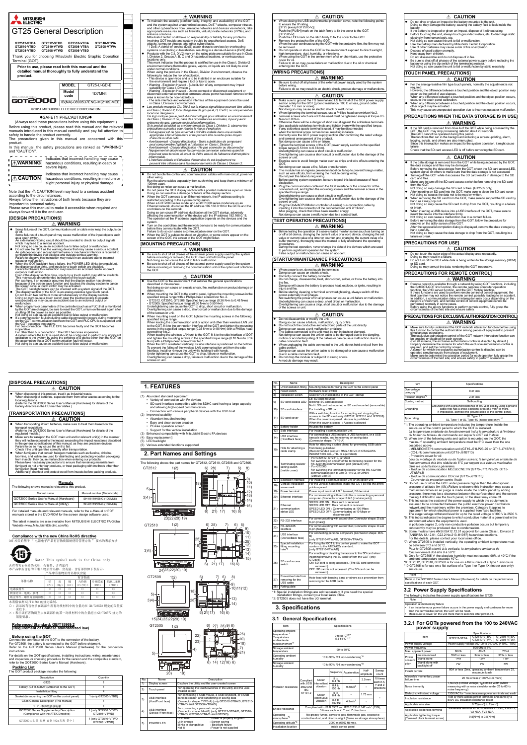# GT25 General Description

| GT2512-STBA | GT2512-STBD | GT2510-VTBA | GT2510-VTWA |
|---|---|---|---|
| GT2510-VTBD | GT2510-VTWD | GT2508-VTBA | GT2508-VTWA |
| GT2508-VTBD | GT2508-VTWD | GT2505-VTBD | |

Thank you for choosing Mitsubishi Electric Graphic Operation Terminal (GOT).

**Prior to use, please read both this manual and the detailed manual thoroughly to understand the product.**

| MODEL | GT25-U-GD-E |
|---|---|
| Model code | 1D7MN4 |
| | IB(NA)-0800537ENG-M(2109)MEE |

© 2014 MITSUBISHI ELECTRIC CORPORATION

## ●SAFETY PRECAUTIONS●

(Always read these precautions before using this equipment.)

Before using this product, please read this manual and the relevant manuals introduced in this manual carefully and pay full attention to safety to handle the product correctly.

The precautions given in this manual are concerned with this product.

In this manual, the safety precautions are ranked as "WARNING" and "CAUTION".

| | |
|---|---|
| ⚠WARNING | Indicates that incorrect handling may cause hazardous conditions, resulting in death or severe injury. |
| ⚠CAUTION | Indicates that incorrect handling may cause hazardous conditions, resulting in medium or slight personal injury or physical damage. |

Note that the ⚠CAUTION level may lead to a serious accident according to the circumstances.

Always follow the instructions of both levels because they are important to personal safety.

Please save this manual to make it accessible when required and always forward it to the end user.

### [DESIGN PRECAUTIONS]

⚠ WARNING

- Some failures of the GOT, communication unit or cable may keep the outputs on or off.
  Some failures of a touch panel may cause malfunction of the input objects such as a touch switch.
  An external monitoring circuit should be provided to check for output signals which may lead to a serious accident.
  Not doing so can cause an accident due to false output or malfunction.
- Do not use the GOT as the warning device that may cause a serious accident.
  An independent and redundant hardware or mechanical interlock is required to configure the device that displays and outputs serious warning.
  Failure to observe this instruction may result in an accident due to incorrect output or malfunction.
- When the GOT backlight has a failure, the POWER LED blinks (orange/blue), the display section dims, and inputs by a touch switch are disabled.
  Failure to observe this instruction may result in an accident due to incorrect output or malfunction.
  Even if the display section dims, inputs by a touch switch may still be available.
  This may cause an unintended operation of the touch switch.
  For example, if an operator assumes that the display section has dimmed because of the screen save function and touches the display section to cancel the screen save, a touch switch may be activated.
  The GOT backlight failure can be checked with a system signal of the GOT.
- The display section of the GOT is an analog-resistive type touch panel.
  Do not touch two points or more simultaneously on the display section.
  Doing so may cause a touch switch near the touched points to operate unexpectedly, or may cause an accident due to an incorrect output or malfunction.
- When programs or parameters of the controller (such as a PLC) that is monitored by the GOT are changed, be sure to reset the GOT, or turn on the unit again after shutting off the power as soon as possible.
  Not doing so can cause an accident due to false output or malfunction.
- If a communication fault (including cable disconnection) occurs during monitoring on the GOT, communication between the GOT and PLC CPU is suspended and the GOT becomes inoperative.
  For bus connection : The PLC CPU becomes faulty and the GOT becomes inoperative.
  For other than bus connection : The GOT becomes inoperative.
  A system where the GOT is used should be configured to perform any significant operation to the system by using the switches of a device other than the GOT on the assumption that a GOT communication fault will occur.
  Not doing so can cause an accident due to false output or malfunction.

⚠ WARNING

- To maintain the security (confidentiality, integrity, and availability) of the GOT and the system against unauthorized access, DoS*1 attacks, computer viruses, and other cyberattacks from unreliable networks and devices via network, take appropriate measures such as firewalls, virtual private networks (VPNs), and antivirus solutions.
  Mitsubishi Electric shall have no responsibility or liability for any problems involving GOT trouble and system trouble by unauthorized access, DoS attacks, computer viruses, and other cyberattacks.
  *1 DoS: A denial-of-service (DoS) attack disrupts services by overloading systems or exploiting vulnerabilities, resulting in a denial-of-service (DoS) state.
- Products with the CI1, DIV.2 mark on the rating plate are suitable for use in Class I, Division 2, Groups A, B, C and D hazardous locations, or nonhazardous locations only.
  This mark indicates that the product is certified for use in the Class I, Division 2 environment where flammable gases, vapors, or liquids are not likely to exist under normal conditions.
  When using the products in the Class I, Division 2 environment, observe the following to reduce the risk of explosion.
  - This device is open-type and is to be installed in an enclosure suitable for the environment and require a tool or key to open.
  - Warning - Explosion Hazard - Substitution of any component may impair suitability for Class I, Division 2.
  - Warning - Explosion Hazard - Do not connect or disconnect equipment or disconnect external connection terminals unless power has been removed or the area is known to be non-hazardous.
  - The side interface and extension interface of this equipment cannot be used in Class I, Division 2 environments.
- *Les produits marqués CI I, DIV.2 sur la plaque signalétique peuvent être utilisés en Classe I, Division 2, local dangereux de groupes A, B, C et D, ou uniquement en local non dangereux.*
  *Ce logo indique que le produit est homologué pour utilisation en environnement de Classe I, Division 2, dans des atmosphères inflammables, il peut y avoir présence de gaz, vapeurs ou liquides inflammables.*
  *Si le produit est utilisé en environnement de Classe I, Division 2, observer les précautions suivantes pour réduire le risque d'explosion.*
  - *Cet appareil est de type ouvert et il doit être installé dans une enceinte appropriée à l'environnement et ne pouvant être ouverte qu'au moyen d'une clé ou d'un outil.*
  - *Avertissement - Danger d'explosion - Toute substitution de composant peut compromettre l'aptitude à l'utilisation en Classe I, Division 2.*
  - *Avertissement - Danger d'explosion - Ne pas connecter ou déconnecter l'équipement ni déconnecter les bornes de connexion externes quand le circuit est sous tension, ou avant de s'être assuré de l'absence d'atmosphère inflammable.*
  - *L'interface latérale et l'interface d'extension de cet équipement ne peuvent être utilisées dans les environnements de Classe I, Division 2.*

⚠ CAUTION

- Do not bundle the control and communication cables with main-circuit, power or other wiring.
  Run the above cables separately from such wiring and keep them a minimum of 100mm apart.
  Not doing so noise can cause a malfunction.
- Do not press the GOT display section with a pointed material as a pen or driver.
  Doing so can result in a damage or failure of the display section.
- When the GOT connects to an Ethernet network, the IP address setting is restricted according to the system configuration.
  When a GOT2000 series model and a GOT1000 series model are on an Ethernet network, do not set the IP address 192.168.0.18 for the GOTs and the controllers on this network.
  Doing so can cause IP address duplication at the GOT startup, adversely affecting the communication of the device with the IP address 192.168.0.18.
  The operation at the IP address duplication depends on the devices and the system.
- Turn on the controllers and the network devices to be ready for communication before they communicate with the GOT.
  Failure to do so can cause a communication error on the GOT.
- When the GOT is subject to shock or vibration, or some colors appear on the screen of the GOT, the screen of the GOT might flicker.

### [MOUNTING PRECAUTIONS]

⚠ WARNING

- Be sure to shut off all phases of the external power supply used by the system before mounting or removing the GOT main unit to/from the panel.
  Not doing so can cause the unit to fail or malfunction.
- Be sure to shut off all phases of the external power supply used by the system before mounting or removing the communication unit or the option unit onto/from the GOT.

⚠ CAUTION

- Use the GOT in the environment that satisfies the general specifications described in this manual.
  Not doing so can cause an electric shock, fire, malfunction or product damage or deterioration.
- When mounting the GOT to the control panel, tighten the mounting screws in the specified torque range with a Phillips-head screwdriver No. 2.
  - GT2512, GT2510, GT2508: Specified torque range (0.36 N·m to 0.48 N·m)
  - GT2505: Specified torque range (0.30 N·m to 0.50 N·m)
  Undertightening can cause the GOT to drop, short circuit or malfunction.
  Overtightening can cause a drop, short circuit or malfunction due to the damage of the screws or unit.
- When mounting a unit on the GOT, tighten the mounting screws in the following specified torque range.
  When loading the communication unit or option unit other than wireless LAN unit to the GOT, fit it to the connection interface of the GOT and tighten the mounting screws in the specified torque range (0.36 N·m to 0.48 N·m) with a Phillips-head screwdriver No.2.
  When loading the wireless LAN unit to the GOT, fit it to the side interface of GOT and tighten the mounting screws in the specified torque range (0.10 N·m to 0.14 N·m) with a Phillips-head screwdriver No.1.
  When the GOT is installed vertically, its side interface is positioned on the bottom.
  To prevent the falling of the wireless LAN communication unit from the side interface, install or remove the unit while holding it with hands.
  Under tightening can cause the GOT to drop, failure or malfunction.
  Overtightening can cause a drop, failure or malfunction due to the damage of the screws or unit.

⚠ CAUTION

- When closing the USB environmental protection cover, note the following points to ensure the IP rating.
  (GT25 (except GT2505-V))
  Push the [PUSH] mark on the latch firmly to fix the cover to the GOT.
  (GT2505-V)
  Push the USB mark on the latch firmly to fix the cover to the GOT.
- Remove the protective film of the GOT.
  When the user continues using the GOT with the protective film, the film may not be removed.
- Do not operate or store the GOT in the environment exposed to direct sunlight, high temperature, dust, humidity, or vibrations.
- When using the GOT in the environment of oil or chemicals, use the protective cover for oil.
  Failure to do so may cause failure or malfunction due to the oil or chemical entering into the GOT.

### [WIRING PRECAUTIONS]

⚠ WARNING

- Be sure to shut off all phases of the external power supply used by the system before wiring.
  Failure to do so may result in an electric shock, product damage or malfunctions.

⚠ CAUTION

- Make sure to ground the FG terminal and LG terminal of the GOT power supply section solely for the GOT (ground resistance: 100 Ω or less, ground cable diameter: 1.6 mm or more).
  Not doing so may cause an electric shock or malfunction.
- When tightening the terminal screws, use a Phillips-head screwdriver No.2.
- Terminal screws which are not to be used must be tightened always at torque 0.5 N·m to 0.8 N·m.
  Otherwise there will be a danger of short circuit against the solderless terminals.
- Use applicable solderless terminals and tighten them with the specified torque.
  If any solderless spade terminal is used, it may be disconnected when the terminal screw comes loose, resulting in failure.
- Correctly wire the GOT power supply section after confirming the rated voltage and terminal arrangement of the product.
  Not doing so can cause a fire or failure.
- Tighten the terminal screws of the GOT power supply section in the specified torque range (0.5 N·m to 0.8 N·m).
  Undertightening can cause a short circuit or malfunction.
  Overtightening can cause a short circuit or malfunction due to the damage of the screws or unit.
- Exercise care to avoid foreign matter such as chips and wire offcuts entering the GOT.
  Not doing so can cause a fire, failure or malfunction.
- The module has an ingress prevention label on its top to prevent foreign matter, such as wire offcuts, from entering the module during wiring.
  Do not peel this label during wiring.
  Before starting system operation, be sure to peel this label because of heat dissipation.
- Plug the communication cable into the GOT interface or the connector of the connected unit, and tighten the mounting screws and the terminal screws in the specified torque range.
  Undertightening can cause a short circuit or malfunction.
  Overtightening can cause a short circuit or malfunction due to the damage of the screws or unit.
- Plug the QnA/ACPU/AnCPU controller (A series) bus connection cable by inserting it into the connector of the connected unit until it "clicks".
  After plugging, check that it has been inserted snugly.
  Not doing so can cause a malfunction due to a contact fault.

### [TEST OPERATION PRECAUTIONS]

⚠ WARNING

- Before testing the operation of a user-created monitor screen (such as turning on or off a bit device, changing the current value of a word device, changing the set value or current value of a timer or counter, and changing the current value of a buffer memory), thoroughly read the manual to fully understand the operating procedures.
  During the test operation, never change the data of the devices which are used to perform significant operation for the system.
  False output or malfunction can cause an accident.

### [STARTUP/MAINTENANCE PRECAUTIONS]

⚠ WARNING

- When power is on, do not touch the terminals.
  Doing so can cause an electric shock.
- Correctly connect the battery connector.
  Do not charge, disassemble, heat, short-circuit, solder, or throw the battery into the fire.
  Doing so will cause the battery to produce heat, explode, or ignite, resulting in injury and fire.
- Before starting cleaning or terminal screw retightening, always switch off the power externally in all phases.
  Not switching the power off in all phases can cause a unit failure or malfunction.
  Undertightening can cause a drop, short circuit or malfunction.
  Overtightening can cause a drop, short circuit or malfunction due to the damage of the screws or unit.

⚠ CAUTION

- Do not disassemble or modify the unit.
  Doing so can cause a failure, malfunction, injury or fire.
- Do not touch the conductive and electronic parts of the unit directly.
  Doing so can cause a unit malfunction or failure.
- The cables connected to the unit must be run in ducts or clamped.
  Not doing so can cause the unit or cable to be damaged due to the dangling, motion or accidental pulling of the cables or can cause a malfunction due to a cable connection fault.
- When unplugging the cable connected to the unit, do not hold and pull from the cable portion.
  Doing so can cause the unit or cable to be damaged or can cause a malfunction due to a cable connection fault.
- Do not drop the module or subject it to strong shock.
  A module damage may result.

⚠ CAUTION

- Do not drop or give an impact to the battery mounted to the unit.
  Doing so may damage the battery, causing the battery fluid to leak inside the battery.
  If the battery is dropped or given an impact, dispose of it without using.
- Before touching the unit, always touch grounded metals, etc. to discharge static electricity from human body, etc.
  Not doing so can cause the unit to fail or malfunction.
- Use the battery manufactured by Mitsubishi Electric Corporation.
  Use of other batteries may cause a risk of fire or explosion.
- Dispose of used battery promptly.
  Keep away from children.
  Do not disassemble and do not dispose of in fire.
- Be sure to shut off all phases of the external power supply before replacing the battery or using the dip switch of the terminating resistor.
  Not doing so can cause the unit to fail or malfunction by static electricity.

### [TOUCH PANEL PRECAUTIONS]

⚠ CAUTION

- For the analog-resistive film type touch panels, normally the adjustment is not required.
  However, the difference between a touched position and the object position may occur as the period of use elapses.
  When any difference between a touched position and the object position occurs, execute the touch panel calibration.
- When any difference between a touched position and the object position occurs, other object may be activated.
  This may cause an unexpected operation due to incorrect output or malfunction.

### [PRECAUTIONS WHEN THE DATA STORAGE IS IN USE]

⚠ WARNING

- If the SD card is removed from drive A of the GOT while being accessed by the GOT, the GOT may stop processing data for about 20 seconds.
  The GOT cannot be operated during this period.
  The functions that run in the background including a screen updating, alarm, logging, scripts, and others are also interrupted.
  Since this interruption makes an impact to the system operation, it might cause failure.
  Check that the SD card access LED is off before removing the SD card.

⚠ CAUTION

- If the data storage is removed from the GOT while being accessed by the GOT, the data storage and files may be damaged.
  Before removing the data storage from the GOT, check the SD card access LED, system signal, or others to make sure that the data storage is not accessed.
- Turning off the GOT while it accesses the SD card results in damage to the SD card and files.
- Make sure to turn off the SD card access switch before removing the SD card from the GOT.
  Not doing so may damage the SD card or files. (GT2505 only)
- After inserting an SD card into the GOT, make sure to close the SD card cover.
  Not doing so causes the data not to be read or written.
- When removing the SD card from the GOT, make sure to support the SD card by hand as it may pop out.
  Not doing so may cause the SD card to drop from the GOT, resulting in a failure or break.
- When inserting a USB device into a USB interface of the GOT, make sure to insert the device into the interface firmly.
  Not doing so can cause a malfunction due to a contact failure.
- Before removing the data storage from the GOT, follow the procedure for removal on the utility screen of the GOT.
  After the successful completion dialog is displayed, remove the data storage by hand carefully.
  Not doing so may cause the data storage to drop from the GOT, resulting in a failure or break.

### [PRECAUTIONS FOR USE]

⚠ CAUTION

- Do not touch the outer edge of the actual display area repeatedly.
  Doing so may result in a failure.
- Do not turn off the GOT while data is being written to the storage memory (ROM) or SD card.
  Doing so may corrupt the data, rendering the GOT inoperative.

### [PRECAUTIONS FOR REMOTE CONTROL]

⚠ WARNING

- Remote control is available through a network by using GOT functions, including the SoftGOT-GOT link function, the remote personal computer operation function, the VNC server function, and the GOT Mobile function.
  If these functions are used to perform remote control of control equipment, the field operator may not notice the remote control, possibly leading to an accident.
  In addition, a communication delay or interruption may occur depending on the network environment, and remote control of control equipment cannot be performed normally in some cases.
  Before using the above functions to perform remote control, fully grasp the circumstances of the field site and ensure safety.

### [PRECAUTIONS FOR EXCLUSIVE AUTHORIZATION CONTROL]

⚠ WARNING

- Make sure to fully understand the GOT network interaction function before using this function to control the authorization among pieces of equipment to prevent simultaneous operations.
  The exclusive authorization control of the GOT network interaction function can be enabled or disabled for each screen.
  (For all screens, the exclusive authorization control is disabled by default.)
  Properly determine the screens for which the exclusive authorization control is required, and set the control by screen.
  A screen for which the exclusive authorization control is disabled can be operated simultaneously from pieces of equipment.
  Make sure to determine the operation period for each operator, fully grasp the circumstances of the field site, and ensure safety to perform operations.

### [DISPOSAL PRECAUTIONS]

⚠ CAUTION

- When disposing of this product, treat it as industrial waste.
  When disposing of batteries, separate them from other wastes according to the local regulations.
  (Refer to the GOT2000 Series User's Manual (Hardware) for details of the battery directive in the EU member states.)

### [TRANSPORTATION PRECAUTIONS]

⚠ CAUTION

- When transporting lithium batteries, make sure to treat them based on the transport regulations.
  (Refer to the GOT2000 Series User's Manual (Hardware) for details of the regulated models.)
- Make sure to transport the GOT main unit and/or relevant unit(s) in the manner they will not be exposed to the impact exceeding the impact resistance described in the general specifications of this manual, as they are precision devices.
  Failure to do so may cause the unit to fail.
  Check if the unit operates correctly after transportation.
- When fumigants that contain halogen materials such as fluorine, chlorine, bromine, and iodine are used for disinfecting and protecting wooden packaging from insects, they cause malfunction when entering our products.
  Please take necessary precautions to ensure that remaining materials from fumigant do not enter our products, or treat packaging with methods other than fumigation (heat method).
  Additionally, disinfect and protect wood from insects before packing products.

### Manuals

The following shows manuals relevant to this product.

| Manual name | Manual number (Model code) |
|---|---|
| GOT2000 Series User's Manual (Hardware) | SH-081194ENG (1D7MJ5) |
| GOT2000 Series User's Manual (Utility) | SH-081195ENG (1D7MJ6) |

For detailed manuals and relevant manuals, refer to the e-Manual or PDF manuals stored in the DVD-ROM for the screen design software used.

The latest manuals are also available from MITSUBISHI ELECTRIC FA Global Website (www.MitsubishiElectric.com/fa).

### Compliance with the new China RoHS directive

GB 相关的基于"电器电子产品有害物质限制使用管理办法"要求的表示方法

Note: This symbol mark is for China only.

含有有害6物质的名称、含有量、含有部件
本产品中所含有的有害6物质的名称、含有量、含有部件如下表所示。
产品中有害物质的名称及含量

| 部件名称 | 有害物质 | | | | | |
|---|---|---|---|---|---|---|
| | 铅 (Pb) | 汞 (Hg) | 镉 (Cd) | 六价铬 (Cr(VI)) | 多溴联苯 (PBB) | 多溴二苯醚 (PBDE) |
| 电路板组件 | × | ○ | ○ | ○ | ○ | ○ |
| 树脂壳体、底座 | ○ | ○ | ○ | ○ | ○ | ○ |
| 金属部件、塑料部件 | ○ | ○ | ○ | ○ | ○ | ○ |

本表格依据SJ/T11364的规定编制。
○：表示该有害物质在该部件所有均质材料中的含量均在GB/T26572规定的限量要求以下。
×：表示该有害物质至少在该部件的某一均质材料中的含量超出GB/T26572规定的限量要求。

### Referenced Standard: GB/T15969.2 (Requirement of Chinese standardized law)

### Before using the GOT

Connect the connector of the GOT to the connector of the battery.
For GT2505, the battery is connected to the GOT before shipment.
Refer to the GOT2000 Series User's Manual (Hardware) for the connection instructions.

For details on the GOT specifications, installing instructions, wiring, maintenance and inspection, or checking procedure for the version and the compatible standard, refer to the GOT2000 Series User's Manual (Hardware).

### Packing List

The GOT product package includes the following:

| Description | Quantity |
|---|---|
| GT25 | 1 |
| Battery (GT11-50BAT) (Attached to the GOT) | 1 |
| Installation fitting | 4 |
| Gasket (for mounting the GOT on the control panel) | 1 (only GT2505-VTBD) |
| GT25 General Description (This manual) | 1 |
| GT25 本体概要説明書 | 1 |
| GOT2000 Series Supplementary Description (Compliance with the ATEX Directive) | 1 (only GT2510-VTWD, GT2508-VTWD) |
| GOT2000 시리즈 모듈 설명 (KCs 다용 증서) | 1 (only GT2510-VTWD, GT2508-VTWD) |

## 1. FEATURES

(1) Abundant standard equipment
- Variety of connection with FA devices
- SD card interface compatible with the SDHC card having a large capacity and allowing high-speed communication
- Connection with various peripheral devices with the USB host

(2) Improved usability
- Abundant troubleshooting
- Easy and clear screen creation
- PC-like operation screen
- Support for the vertical installation

(3) Enhanced compatibility with Mitsubishi Electric FA devices
(4) Easy replacement
(5) LED backlight
(6) Various extended functions supported

## 2. Part Names and Settings

The following shows the part names for GT2512, GT2510, GT2508 and GT2505.

GT2512

GT2510

GT2508

GT2505

| No. | Name | Description |
|---|---|---|
| 1) | Display screen | Displays the utility and the user-created screen |
| 2) | Touch panel | For operating the touch switches in the utility and the user-created screen |
| 3) | USB interface (Host/Front face) | For connecting a USB mouse, a USB keyboard, or a USB barcode reader, and transferring or saving data (Connector shape: TYPE-A) (only GT2512-STBA/D, GT2510-VTBA/D and GT2508-VTBA/D) |
| 4) | USB interface (Device/Front face) | For connecting a personal computer (Connector shape: Mini-B) (only GT2512-STBA/D, GT2510-VTBA/D, GT2508-VTBA/D and GT2505) |
| 5) | POWER LED | Lit in blue: Power is properly supplied<br>Lit in orange: Screen saving<br>Blinks in orange/blue: Backlight failure<br>Not lit: Power is not supplied |
| 6) | Unit installation fitting | Mounting fixtures for fixing the GOT to the control panel |
| 7) | Reset switch | Hardware reset switch |
| 8) | Installation switch | Used for OS installations at the GOT startup |
| 9) | SD card access LED | Lit: SD card mounted<br>Blinking: SC card accessed<br>No lit: SD card not mounted or SD card mounted (removable) |
| 10) | SD card interface | For installing a SD card |
| 11) | SD card cover | With a switching function for accepting and stopping the access to the SD card (only GT2512, GT2510 and GT2508)<br>When the cover is opened : Access is prohibited<br>When the cover is closed : Access is allowed |
| 12) | Battery holder | Houses the battery |
| 13) | Side interface | For installing a communication unit |
| 14) | USB interface (Host/Back face) | For connecting a USB mouse, a USB keyboard, or a USB barcode reader, and transferring or saving data (Connector shape: TYPE-A) |
| 15) | Hole for attaching a cable clamp | Hole for attaching a cable clamp for preventing USB cable from being pulled out<br>(Recommended product: RSG-130-V0 of KITAGAWA INDUSTRIES CO.,LTD. or equivalent) |
| 16) | Terminating resistor setting switch (Inside cover) | For GT2512, GT2510, GT2508<br>For switching on and off of the terminating resistor for the RS-422/485 communication port (Default [OFF])<br>For GT2505<br>For switching the terminating resistor for the RS-422/485 communication port to 330 Ω, 110 Ω, or OPEN (Default: 330 Ω) |
| 17) | Extension interface | For installing a communication unit or an option unit |
| 18) | Vertical installation arrow mark | For the vertical installation, install the GOT so that the arrow points upward. |
| 19) | Power terminal | Power input terminal, LG *terminal, FG terminal |
| 20) | Ethernet interface | For communicating with a controller or connecting a personal computer (Connector shape: RJ45 (modular jack)) |
| 21) | Ethernet communication status LED | SD/RD LED ON : Data sent or received<br>SD/RD LED OFF: Data not sent or received<br>SPEED LED ON : Communicating at 100 Mbps<br>SPEED LED OFF : Communicating at 10 Mbps or disconnected |
| 22) | RS-232 interface | For communicating with a controller (Connector shape: D sub 9-pin (male)) |
| 23) | RS-422/485 interface | For communicating with a controller (Connector shape: D sub 9-pin (female)) |
| 24) | USB interface (Device/Back face) | For connecting personal computers (Connector shape: Mini-B)<br>(only GT2510-VTWA/D, GT2508-VTWA/D) |
| 25) | Special installation fitting mounting hole*1 | For fixing the GOT to the control panel to make the GOT conform to the ATEX/KCs standard.<br>(only GT2510-VTWA/D) |
| 26) | SD card access switch | For enabling or disabling the access to the SD card when inserting/removing the SD card to/from the GOT (only GT2505)<br>ON: SD card is being accessed. (The SD card cannot be removed.)<br>OFF: SD card is not accessed. (The SD card can be removed.) |
| 27) | Preventive hole from removing for the USB cable | Hole fixed with banding band or others as a prevention from removing for the USB cable |
| 28) | Rating plate | |

*1: Special installation fittings are sold separately. If you need the special installation fittings, consult your local sales office.
*2: GT2505 does not have the LG terminal.

## 3. Specifications

### 3.1 General Specifications

| Item | | Specifications | | | | |
|---|---|---|---|---|---|---|
| Operating ambient temperature*1<br>*Température ambiante de fonctionnement*\*1 | | 0 to 55°C*2*7<br>*0 à 55°C*\*2\*7 | | | | |
| Storage ambient temperature | | -20 to 60°C | | | | |
| Operating ambient humidity | | 10 to 90% RH, non-condensing*8 | | | | |
| Storage ambient humidity | | 10 to 90% RH, non-condensing*8 | | | | |
| Vibration resistance | Compliant with JIS B 3502 and IEC 61131-2 | | Frequency | Acceleration | Half-amplitude | Sweep count |
| | | Under intermittent vibration | 5 to 8.4 Hz | - | 3.5 mm | 10 times each in X, Y and Z directions |
| | | | 8.4 to 150 Hz | 9.8m/s² | - | |
| | | Under continuous vibration | 5 to 8.4 Hz | - | 1.75 mm | - |
| | | | 8.4 to 150 Hz | 4.9m/s² | - | |
| Shock resistance | | Compliant with JIS B 3502 and IEC 61131-2 (147 m/s², 11ms), 3 times each in X, Y and Z directions | | | | |
| Operating atmosphere*9 | | No greasy fumes, corrosive gas, flammable gas, excessive conductive dust, and direct sunlight (Same as storage atmosphere) | | | | |
| Operating altitude*3 | | 2000 m (6562 ft) max. | | | | |
| Installation location | | Inside control panel | | | | |
| Overvoltage category*4 | | II or less | | | | |
| Pollution degree*5 | | 2 or less | | | | |
| Cooling method | | Self-cooling | | | | |
| Grounding | | Grounding with a ground resistance of 100 Ω or less by using a ground cable that has a cross-sectional area of 2 mm² or more. If impossible, connect the ground cable to the control panel. | | | | |
| Type rating | | UL Type 1*6<br>UL Type 1 or UL Type 4X (indoor use only)*10 | | | | |

*1: The operating ambient temperature includes the temperature inside the enclosure of the control panel to which the GOT is installed.
*La température ambiante de fonctionnement inclut la température à l'intérieur du boîtier du tableau de commande sur lequel le GOT est installé.*
*2: When any of the following units and option is mounted on the GOT, the maximum operating ambient temperature must be 5°C lower than the one described above.
- MELSECNET/H communication unit (GT15-J71LP23-25 or GT15-J71BR13)
- CC-Link communication unit (GT15-J61BT13)
- Protective cover for oil
*Lors du montage du module ou de l'option suivant, la température ambiante de fonctionnement doit être réduite de 5°C par rapport aux valeurs maximales dans les spécifications générales.*
*- Module de communication MELSECNET/H (GT15-J71LP23-25, GT15-J71BR13)*
*- Module de communication CC-Link (GT15-J61BT13)*
*- Couvercle de protection contre l'huile*
*3: Do not use or store the GOT under pressure higher than the atmospheric pressure of altitude 0m (0ft.) Failure to observe this instruction may cause a malfunction. When an air purge is made inside the control panel by adding pressure, there may be a clearance between the surface sheet and the screen making it difficult to see the screen, or the sheet may come off.
*4: This indicates the section of the power supply to which the equipment is assumed to be connected between the public electrical power distribution network and the machinery within the premises. Category II applies to equipment for which electrical power is supplied from fixed facilities.
The surge voltage withstand level for up to the rated voltage of 300 V is 2500 V.
*5: This index indicates the degree to which conductive material is generated in the environment where the equipment is used.
In pollution degree 2, only non-conductive pollution occurs but temporary conductivity may be produced due to condensation.
*6: Some models have ANSI/ISA 12.12.01 approval for use in Class I, Division 2 (ANSI/ISA 12.12.01, C22.2 No.213-M1987) hazardous locations.
For details, please contact your local sales office.
*7: When GT2505 is installed vertically, the operating ambient temperature must be between 0°C and 50°C.
*Pour le GT2505 orienté à la verticale, la température ambiante de fonctionnement doit être 0 à 50°C.*
*8: Only for GT2505-V, the absolute humidity must not exceed 90% at 40°C if the ambient temperature exceeds 40°C.
*9: GT2512, GT2510, GT2508 is for use in a flat surface of a Type 1 enclosure.
*10: GT2505 is for use on a flat surface of a Type 1 or Type 4X (indoor use only) enclosure.

Point
Refer to the GOT2000 Series User's Manual (Hardware) for details on the performance specifications of each GOT.

### 3.2 Power Supply Specifications

The following indicates the power supply specifications for GT25.

Note
Operation at momentary failure
- If an instantaneous power failure occurs in the power supply and continues for more than the permissible period, the GOT will be reset.
- Make sure to power on the unit more than 5 seconds after power-off.

#### 3.2.1 For GOTs powered from the 100 to 240VAC power supply

| Item | | Specifications | | |
|---|---|---|---|---|
| | | GT2512-STBA | GT2510-VTBA, GT2510-VTWA | GT2508-VTBA, GT2508-VTWA |
| Power supply voltage | | Power supply voltage AC100 to 240VAC (+10%, -15%) | | |
| Power frequency | | 50/60Hz ±5% | | |
| Max. apparent power | | 80VA | 80VA | 80VA |
| Power consumption | Maximum load | 35W or less | 34W or less | 31W or less |
| | Stand alone | 14W | 12W | 11W |
| | Stand alone with backlight off | 7W | 7W | 7W |
| Inrush current | | 60A or less (2ms, operating ambient temperature 25, maximum load) | | |
| Allowable momentary power failure time | | 20 ms or less (100VAC or more) | | |
| Noise immunity | | 1,500Vp-p noise voltage, 1μs noise width (when measuring with a noise simulator under 25 to 60Hz noise frequency) | | |
| Dielectric withstand voltage | | 1500VAC for 1 minute across power terminals and earth | | |
| Insulation resistance | | 10M or more across power terminals and earth by a 500VDC insulation resistance tester | | |
| Applicable wire size | | 0.75[mm²] to 2[mm²] | | |
| Applicable solderless terminal | | Solderless terminal for M3 screw RAV1.25-3, V2-S3.3, V2-N3A, FV2-N3A | | |
| Applicable tightening torque (Terminal block terminal screw) | | 0.5[N·m] to 0.8[N·m] | | |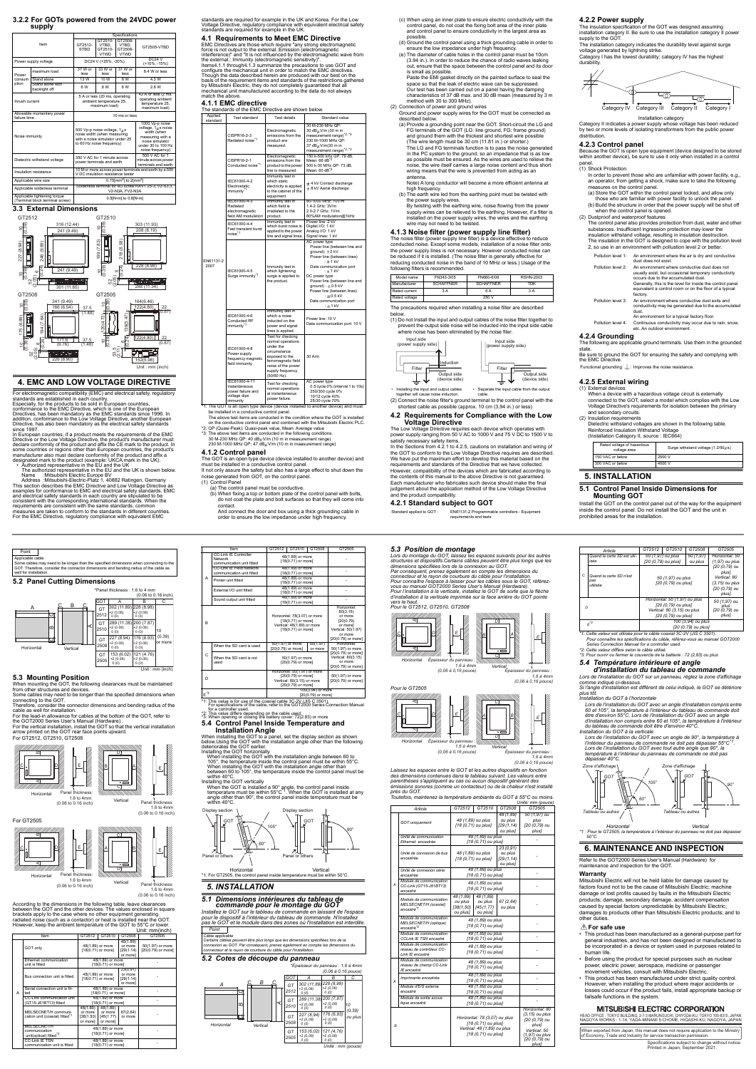## 3.2.2 For GOTs powered from the 24VDC power supply

| Item | | Specifications | | | |
|---|---|---|---|---|---|
| | | GT2512-STBD | GT2510-VTBD, GT2510-VTWD | GT2508-VTBD, GT2508-VTWD | GT2505-VTBD |
| Power supply voltage | | DC24 V (+25%, -20%) | | | DC24 V (+10%, -15%) |
| Power consumption | maximum load | 37 W or less | 33 W or less | 31 W or less | 8.4 W or less |
| | Stand alone | 13 W | 10 W | 8 W | 4.3 W |
| | Stand alone with backlight off | 6 W | 6 W | 6 W | 2.6 W |
| Inrush current | | 5 A or less (20 ms, operating ambient temperature 25, maximum load) | | | 42 A or less (2 ms, operating ambient temperature 25, maximum load) |
| Allowable momentary power failure time | | 10 ms or less | | | |
| Noise immunity | | 500 Vp-p noise voltage, 1 μs noise width (when measuring with a noise simulator under 25 to 60 Hz noise frequency) | | | 1000 Vp-p noise voltage, 1 μs noise width (when measuring with a noise simulator under 30 to 100 Hz noise frequency) |
| Dielectric withstand voltage | | 350 V AC for 1 minute across power terminals and earth | | | 500 V AC for 1 minute across power terminals and earth |
| Insulation resistance | | 10 M or more across power terminals and earth by a 500 V DC insulation resistance tester | | | |
| Applicable wire size | | 0.75[mm²] to 2[mm²] | | | |
| Applicable solderless terminal | | Solderless terminal for M3 screw RAV1.25-3, V2-S3.3, V2-N3A, FV2-N3A | | | |
| Applicable tightening torque (Terminal block terminal screw) | | 0.5[N•m] to 0.8[N•m] | | | |

## 3.3 External Dimensions

GT2512
316 (12.44)
241 (9.49)
303 (11.93)
208 (8.19)
GT2510
GT2508
241 (9.49)
166 (6.54)
37.5 (1.48)
GT2505
164(6.46)
22
(0.87)
Unit : mm (inch)

## 4. EMC AND LOW VOLTAGE DIRECTIVE

For electromagnetic compatibility (EMC) and electrical safety, regulatory standards are established in each country.
Especially, for the products to be sold in European countries, conformance to the EMC Directive, which is one of the European Directives, has been mandatory as the EMC standards since 1996. In addition, conformance to the Low Voltage Directive, another European Directive, has also been mandatory as the electrical safety standards since 1997.
In European countries, if a product meets the requirements of the EMC Directive or the Low Voltage Directive, the product's manufacturer must declare conformity of the product and affix the CE mark to the product. In some countries or regions other than European countries, the product's manufacturer also must declare conformity of the product and affix a designated mark to the product (example: UKCA mark in the UK).
• Authorized representative in the EU and the UK
The authorized representative in the EU and the UK is shown below.
Name :Mitsubishi Electric Europe BV
Address :Mitsubishi-Electric-Platz 1, 40882 Ratingen, Germany
This section describes the EMC Directive and Low Voltage Directive as examples for conformance to EMC and electrical safety standards. EMC and electrical safety standards in each country are stipulated to be consistent with the corresponding international standards. When the requirements are consistent with the same standards, common measures are taken to conform to the standards in different countries.
For the EMC Directive, regulatory compliance with equivalent EMC standards are required for example in the UK and Korea. For the Low Voltage Directive, regulatory compliance with equivalent electrical safety standards are required for example in the UK.

### 4.1 Requirements to Meet EMC Directive

EMC Directives are those which require "any strong electromagnetic force is not output to the external.:Emission (electromagnetic interference)" and "It is not influenced by the electromagnetic wave from the external.: Immunity (electromagnetic sensitivity)".
Items4.1.1 through4.1.3 summarize the precautions to use GOT and configure the mechanical unit in order to match the EMC directives.
Though the data described herein are produced with our best on the basis of the requirement items and standards of the restrictions gathered by Mitsubishi Electric, they do not completely guaranteed that all mechanical unit manufactured according to the data do not always match the above.

### 4.1.1 EMC directive

The standards of the EMC Directive are shown below.

| Applied standard | Test standard | Test details | Standard value |
|---|---|---|---|
| EN61131-2 : 2007 | CISPR16-2-3 Radiated noise*1 | Electromagnetic emissions from the product are measured. | 30 M-230 MHz QP: 30 dBμV/m (30 m in measurement range)*2 *3 230 M-1000 MHz QP: 37 dBμV/m(30 m in measurement range)*2 *3 |
| | CISPR16-2-1 Conducted noise*1 | Electromagnetic emissions from the product to the power line is measured. | 150 k-500 kHz QP: 79 dB, Mean: 66 dB*2 500 k-30 MHz QP: 73 dB, Mean: 60 dB*2 |
| | IEC61000-4-2 Electrostatic immunity*1 | Immunity test in which static electricity is applied to the cabinet of the equipment. | ± 4 kV Contact discharge ± 8 kV Aerial discharge |
| | IEC61000-4-3 Radiated electromagnetic field AM modulation | Immunity test in which field is irradiated to the product. | 80-1000 MHz: 10V/m 1.4-2 GHz: 3V/m 2.0-2.7 GHz: 1V/m 80%AM modulation@1kHz |
| | IEC61000-4-4 Fast transient burst noise*1 | Immunity test in which burst noise is applied to the power line and signal lines. | Power line: 2 kV Digital I/O: 1 kV Analog I/O: 1 kV Signal lines: 1 kV |
| | IEC61000-4-5 Surge immunity*1 | Immunity test in which lightening surge is applied to the product. | AC power type Power line (between line and ground): ± 2 kV Power line (between lines): ± 1 kV Data communication port : ± 1 kV DC power type Power line (between line and ground) : ± 0.5 kV Power line (between lines) : ± 0.5 kV Data communication port : ± 1 kV |
| | IEC61000-4-6 Conducted RF immunity*1 | Immunity test in which a noise inducted on the power and signal lines is applied. | Power line: 10 V Data communication port: 10 V |
| | IEC61000-4-8 Power supply frequency magnetic field immunity | Test for checking normal operations under the circumstance exposed to the ferromagnetic field noise of the power supply frequency (50/60 Hz) | 30 A/m |
| | IEC61000-4-11 Instantaneous power failure and voltage dips immunity | Test for checking normal operations at instantaneous power failure. | AC power type 0.5 cycle 0% (interval 1 to 10s) 250/300 cycle 0% 10/12 cycle 40% 25/30 cycle 70% |

*1: The GOT is an open type device (device installed to another device) and must be installed in a conductive control panel.
The above test items are conducted in the condition where the GOT is installed on the conductive control panel and combined with the Mitsubishi Electric PLC.
*2: QP (Quasi-Peak): Quasi-peak value, Mean: Average value
*3: The above test items are conducted in the following conditions.
30 M-230 MHz QP: 40 dBμV/m (10 m in measurement range)
230 M-1000 MHz QP: 47 dBμV/m (10 m in measurement range)

### 4.1.2 Control panel

The GOT is an open type device (device installed to another device) and must be installed in a conductive control panel.
It not only assure the safety but also has a large effect to shut down the noise generated from GOT, on the control panel.
(1) Control Panel
(a) The control panel must be conductive.
(b) When fixing a top or bottom plate of the control panel with bolts, do not coat the plate and bolt surfaces so that they will come into contact.
And connect the door and box using a thick grounding cable in order to ensure the low impedance under high frequency.
(c) When using an inner plate to ensure electric conductivity with the control panel, do not coat the fixing bolt area of the inner plate and control panel to ensure conductivity in the largest area as possible.
(d) Ground the control panel using a thick grounding cable in order to ensure the low impedance under high frequency.
(e) The diameter of cable holes in the control panel must be 10cm (3.94 in.). In order to reduce the chance of radio waves leaking out, ensure that the space between the control panel and its door is small as possible.
Paste the EMI gasket directly on the painted surface to seal the space so that the leak of electric wave can be suppressed.
Our test has been carried out on a panel having the damping characteristics of 37 dB max. and 30 dB mean (measured by 3 m method with 30 to 300 MHz).
(2) Connection of power and ground wires
Ground and power supply wires for the GOT must be connected as described below.
(a) Provide a grounding point near the GOT. Short-circuit the LG and FG terminals of the GOT (LG: line ground, FG: frame ground) and ground them with the thickest and shortest wire possible (The wire length must be 30 cm (11.81 in.) or shorter.)
The LG and FG terminals function is to pass the noise generated in the PC system to the ground, so an impedance that is as low as possible must be ensured. As the wires are used to relieve the noise, the wire itself carries a large noise content and thus short wiring means that the wire is prevented from acting as an antenna.
Note) A long conductor will become a more efficient antenna at high frequency.
(b) The earth wire led from the earthing point must be twisted with the power supply wires.
By twisting with the earthing wire, noise flowing from the power supply wires can be relieved to the earthing. However, if a filter is installed on the power supply wires, the wires and the earthing wire may not need to be twisted.

### 4.1.3 Noise filter (power supply line filter)

The noise filter (power supply line filter) is a device effective to reduce conducted noise. Except some models, installation of a noise filter onto the power supply lines is not necessary. However conducted noise can be reduced if it is installed. (The noise filter is generally effective for reducing conducted noise in the band of 10 MHz or less.) Usage of the following filters is recommended.

| Model name | FN343-3/05 | FN660-6/06 | RSHN-2003 |
|---|---|---|---|
| Manufacturer | SCHAFFNER | SCHAFFNER | TDK |
| Rated current | 3 A | 6 A | 3 A |
| Rated voltage | 250 V | | |

The precautions required when installing a noise filter are described below.
(1) Do not install the input and output cables of the noise filter together to prevent the output side noise will be inducted into the input side cable where noise has been eliminated by the noise filter.

Input side (power supply side)
Induction
Filter
Output side (device side)
• Installing the input and output cables together will cause noise induction.
Input side (power supply side)
Filter
Output side (device side)
• Separate the input cable from the output cable.

(2) Connect the noise filter's ground terminal to the control panel with the shortest cable as possible (approx. 10 cm (3.94 in.) or less).

### 4.2 Requirements for Compliance with the Low Voltage Directive

The Low Voltage Directive requires each device which operates with power supply ranging from 50 V AC to 1000 V and 75 V DC to 1500 V to satisfy necessary safety items.
In the Sections from 4.2.1 to 4.2.5, cautions on installation and wiring of the GOT to conform to the Low Voltage Directive requires are described.
We have put the maximum effort to develop this material based on the requirements and standards of the Directive that we have collected.
However, compatibility of the devices which are fabricated according to the contents of this manual to the above Directive is not guaranteed.
Each manufacturer who fabricates such device should make the final judgement about the application method of the Low Voltage Directive and the product compatibility.

### 4.2.1 Standard subject to GOT

Standard applied to GOT : EN61131-2 Programmable controllers - Equipment requirements and tests

### 4.2.2 Power supply

The insulation specification of the GOT was designed assuming installation category II. Be sure to use the installation category II power supply to the GOT.
The installation category indicates the durability level against surge voltage generated by lightning strike.
Category I has the lowest durability; category IV has the highest durability.

Category IV Category III Category II Category I
Installation category

Category II indicates a power supply whose voltage has been reduced by two or more levels of isolating transformers from the public power distribution.

### 4.2.3 Control panel

Because the GOT is open type equipment (device designed to be stored within another device), be sure to use it only when installed in a control panel.
(1) Shock Protection
In order to prevent those who are unfamiliar with power facility, e.g., an operator, from getting a shock, make sure to take the following measures on the control panel.
(a) Store the GOT within the control panel locked, and allow only those who are familiar with power facility to unlock the panel.
(b) Build the structure in order that the power supply will be shut off when the control panel is opened.
(2) Dustproof and waterproof features
The control panel also provides protection from dust, water and other substances. Insufficient ingression protection may lower the insulation withstand voltage, resulting in insulation destruction.
The insulation in the GOT is designed to cope with the pollution level 2, so use in an environment with pollution level 2 or better.

Pollution level 1: An environment where the air is dry and conductive dust does not exist.
Pollution level 2: An environment where conductive dust does not usually exist, but occasional temporary conductivity occurs due to the accumulated dust. Generally, this is the level for inside the control panel equivalent a control room or on the floor of a typical factory.
Pollution level 3: An environment where conductive dust exits and conductivity may be generated due to the accumulated dust. An environment for a typical factory floor.
Pollution level 4: Continuous conductivity may occur due to rain, snow, etc. An outdoor environment.

### 4.2.4 Grounding

The following are applicable ground terminals. Use them in the grounded state.
Be sure to ground the GOT for ensuring the safety and complying with the EMC Directive.
Functional grounding: Improves the noise resistance.

### 4.2.5 External wiring

(1) External devices
When a device with a hazardous voltage circuit is externally connected to the GOT, select a model which complies with the Low Voltage Directive's requirements for isolation between the primary and secondary circuits.
(2) Insulation requirements
Dielectric withstand voltages are shown in the following table.
Reinforced Insulation Withstand Voltage
(Installation Category II, source : IEC664)

| Rated voltage of hazardous voltage area | Surge withstand voltage (1.2/50μs) |
|---|---|
| 150 VAC or below | 2500 V |
| 300 VAC or below | 4000 V |

## 5. INSTALLATION

### 5.1 Control Panel Inside Dimensions for Mounting GOT

Install the GOT on the control panel out of the way for the equipment inside the control panel. Do not install the GOT and the unit in prohibited areas for the installation.

**Point**
Applicable cable
Some cables may need to be longer than the specified dimensions when connecting to the GOT. Therefore, consider the connector dimensions and bending radius of the cable as well for installation.

### 5.2 Panel Cutting Dimensions

*Panel thickness : 1.6 to 4 mm (0.06 to 0.16 inch)

| GOT | A | B | C |
|---|---|---|---|
| GT2512 | 302 (11.89) +2 (0.08) 0 (0) | 228 (8.98) +2 (0.08) 0 (0) | 10 (0.39) or more |
| GT2510 | 289 (11.38) +2 (0.08) 0 (0) | 200 (7.87) +2 (0.08) 0 (0) | |
| GT2508 | 227 (8.94) +2 (0.08) 0 (0) | 176 (6.93) +2 (0.08) 0 (0) | |
| GT2505 | 153 (6.02) +2 (0.08) 0 (0) | 121 (4.76) +2 (0.08) 0 (0) | |

Unit : mm (inch)

Horizontal Vertical

### 5.3 Mounting Position

When mounting the GOT, the following clearances must be maintained from other structures and devices.
Some cables may need to be longer than the specified dimensions when connecting to the GOT.
Therefore, consider the connector dimensions and bending radius of the cable as well for installation.
For the lead-in allowance for cables at the bottom of the GOT, refer to the GOT2000 Series User's Manual (Hardware).
For the vertical installation, install the GOT so that the vertical installation arrow printed on the GOT rear face points upward.
For GT2512, GT2510, GT2508

Horizontal Panel thickness: 1.6 to 4mm (0.06 to 0.16 inch)
Vertical Panel thickness: 1.6 to 4mm (0.06 to 0.16 inch)

For GT2505

Horizontal Panel thickness: 1.6 to 4mm (0.06 to 0.16 inch)
Vertical Panel thickness: 1.6 to 4mm (0.06 to 0.16 inch)

According to the dimensions in the following table, leave clearances between the GOT and the other devices. The values enclosed in square brackets apply to the case where no other equipment generating radiated noise (such as a contactor) or heat is installed near the GOT. However, keep the ambient temperature of the GOT to 55°C or lower.
Unit: mm(inch)

| | Item | GT2512 | GT2510 | GT2508 | GT2505 |
|---|---|---|---|---|---|
| A | GOT only | 48(1.89) or more [18(0.71) or more] | | 48(1.89) or more [29(1.14) or more] | 50(1.97) or more [20(0.79) or more] |
| | Ethernet communication unit is fitted | 48(1.89) or more [18(0.71) or more] | | | - |
| | Bus connection unit is fitted | 48(1.89) or more [18(0.71) or more] | | 23(0.91) or more [29(1.14) or more] | - |
| | Serial connection unit is fitted | 48(1.89) or more [18(0.71) or more] | | | - |
| | CC-Link communication unit (GT15-J61BT13) fitted | 48(1.89) or more [18(0.71) or more] | | | - |
| | MELSECNET/H communication unit (coaxial) fitted*3 | 48(1.89) or more [38(1.50) or more] | 48(1.89) or more [45(1.77) or more] | 67(2.64) or more | - |
| | MELSECNET/H communication unit(optical) fitted*3 | 48(1.89) or more [18(0.71) or more] | | | - |
| | CC-Link IE TSN communication unit is fitted | 48(1.89) or more [18(0.71) or more] | | | - |
| | CC-Link IE Controller Network communication unit fitted | 48(1.89) or more [18(0.71) or more] | | | - |
| | CC-Link IE Field Network communication unit fitted | 48(1.89) or more [18(0.71) or more] | | | - |
| | Printer unit fitted | 48(1.89) or more [18(0.71) or more] | | | - |
| | External I/O unit fitted | 48(1.89) or more [18(0.71) or more] | | | - |
| | Sound output unit fitted | 48(1.89) or more [18(0.71) or more] | | | - |
| B | | Horizontal: 78(3.07) or more [18(0.71) or more] Vertical: 48(1.89) or more [18(0.71) or more] | | | Horizontal: 80(3.15) or more [20(0.79) or more] Vertical: 50(1.97) or more [20(0.79) or more] |
| C | When the SD card is used | 50(1.97) or more [20(0.79) or more] | | 50(1.97) or more | Horizontal: 50(1.97) or more [20(0.79) or more] Vertical: 80(3.15) or more [20(0.79) or more] |
| | When the SD card is not used | 50(1.97) or more [20(0.79) or more] | | | |
| D | | Horizontal: 50(1.97) or more [20(0.79) or more] Vertical: 80(3.15) or more [20(0.79) or more] | | | 50(1.97) or more [20(0.79) or more] |
| E*1 | | 100(3.94) or more [20(0.79) or more] | | | |

*1: This value is for use of the coaxial cable 3C-2V (JIS C 3501).
For specifications of the cable, refer to the GOT2000 Series Connection Manual for a controller used.
*2: This value differs depending on the cable used.
*3: When opening or closing the battery cover: 72(2.83) or more

### 5.4 Control Panel Inside Temperature and Installation Angle

When installing the GOT to a panel, set the display section as shown below.Using the GOT with the installation angle other than the following deteriorates the GOT earlier.
Installing the GOT horizontally
When installing the GOT with the installation angle between 60 to 105°, the temperature inside the control panel must be within 55°C.
When installing the GOT with the installation angle other than between 60 to 105°, the temperature inside the control panel must be within 40°C.
Installing the GOT vertically
When the GOT is installed a 90° angle, the control panel inside temperature must be within 55°C*1. When the GOT is installed at any angle other than 90°, the control panel inside temperature must be within 40°C.

Display section
GOT
105°
60°
Panel or others
Horizontal
Display section
GOT
90°
Panel or others
Vertical

*1: For GT2505, the control panel inside temperature must be within 50°C.

## *5. INSTALLATION*

### *5.1 Dimensions intérieures du tableau de commande pour le montage du GOT*

*Installez le GOT sur le tableau de commande en laissant de l'espace pour le dispositif à l'intérieur du tableau de commande. N'installez pas le GOT et le module dans des zones où l'installation est interdite.*

**Point**
*Câble applicable*
*Certains câbles peuvent être plus longs que les dimensions spécifiées lors de la connexion au GOT. Par conséquent, prenez également en compte les dimensions du connecteur et le rayon de courbure du câble pour l'installation.*

### *5.2 Cotes de découpe du panneau*

*Épaisseur du panneau : 1,6 à 4mm (0,06 à 0,16 pouces)*

| GOT | A | B | C |
|---|---|---|---|
| GT 2512 | 302 (11,89) +2 (0,08) 0 (0) | 228 (8,98) +2 (0,08) 0 (0) | 10 (0,39) ou plus |
| GT 2510 | 289 (11,38) +2 (0,08) 0 (0) | 200 (7,87) +2 (0,08) 0 (0) | |
| GT 2508 | 227 (8,94) +2 (0,08) 0 (0) | 176 (6,93) +2 (0,08) 0 (0) | |
| GT 2505 | 153 (6,02) +2 (0,08) 0 (0) | 121 (4,76) +2 (0,08) 0 (0) | |

*Unité : mm (pouce)*

*Horizontal Vertical*

### *5.3 Position de montage*

*Lors du montage du GOT, laissez les espaces suivants pour les autres structures et dispositifs.Certains câbles peuvent être plus longs que les dimensions spécifiées lors de la connexion au GOT.*
*Par conséquent, prenez également en compte les dimensions du connecteur et le rayon de courbure du câble pour l'installation.*
*Pour connaître l'espace à laisser pour les câbles sous le GOT, référez-vous au manuel GOT2000 Series User's Manual (Hardware).*
*Pour l'installation à la verticale, installez le GOT de sorte que la flèche d'installation à la verticale imprimée sur la face arrière du GOT pointe vers le haut.*
*Pour le GT2512, GT2510, GT2508*

*Horizontal Épaisseur du panneau : 1,6 à 4mm (0,06 à 0,16 pouces)*
*Vertical Épaisseur du panneau : 1,6 à 4mm (0,06 à 0,16 pouces)*

*Pour le GT2505*

*Horizontal Épaisseur du panneau : 1,6 à 4mm (0,06 à 0,16 pouces)*
*Vertical Épaisseur du panneau : 1,6 à 4mm (0,06 à 0,16 pouces)*

*Laissez les espaces entre le GOT et les autres dispositifs en suivant les dimensions contenues dans le tableau suivant. Les valeurs entre parenthèses s'appliquent au cas où aucun dispositif générant des émissions sonores (comme un contacteur) ou de la chaleur n'est installé près du GOT.*
*Toutefois, maintenez la température ambiante du GOT à 55°C ou moins.*
*Unité: mm (pouce)*

| | Article | GT2512 | GT2510 | GT2508 | GT2505 |
|---|---|---|---|---|---|
| A | GOT uniquement | 48 (1,89) ou plus [18 (0,71) ou plus] | | 48 (1,89) ou plus [29 (1,14) ou plus] | 50 (1,97) ou plus [20 (0,79) ou plus] |
| | Unité de communication Ethernet encastrée | 48 (1,89) ou plus [18 (0,71) ou plus] | | | - |
| | Unité de connexion de bus encastrée | 48 (1,89) ou plus [18 (0,71) ou plus] | | 23 (0,91) ou plus [29 (1,14) ou plus] | - |
| | Unité de connexion série encastrée | 48 (1,89) ou plus [18 (0,71) ou plus] | | | - |
| | Module de communication CC-Link (GT15-J61BT13) encastré | 48 (1,89) ou plus [18 (0,71) ou plus] | | | - |
| | Module de communication MELSECNET/H (coaxial) encastré*3 | 48 (1,89) ou plus [38(1,50) ou plus] | 48 (1,89) ou plus [45(1,77) ou plus] | 67 (2,64) ou plus | - |
| | Module de communication MELSECNET/H (optique) encastré*3 | 48 (1,89) ou plus [18 (0,71) ou plus] | | | - |
| | Module de communication CCLink IE TSN encastré | 48 (1,89) ou plus [18 (0,71) ou plus] | | | - |
| | Module de communication réseau de contrôleur CC-Link IE encastré | 48 (1,89) ou plus [18 (0,71) ou plus] | | | - |
| | Module de communication réseau de champ CC-Link IE encastré | 48 (1,89) ou plus [18 (0,71) ou plus] | | | - |
| | Imprimante encastrée | 48 (1,89) ou plus [18 (0,71) ou plus] | | | - |
| | Module d'E/S externe encastré | 48 (1,89) ou plus [18 (0,71) ou plus] | | | - |
| | Module de sortie acoustique encastré | 48 (1,89) ou plus [18 (0,71) ou plus] | | | - |
| B | | Horizontal: 78 (3,07) ou plus [18 (0,71) ou plus] Vertical: 48 (1,89) ou plus [18 (0,71) ou plus] | | | Horizontal: 80 (3,15) ou plus [20 (0,79) ou plus] Vertical: 50 (1,97) ou plus [20 (0,79) ou plus] |
| C | Quand la carte SD est utilisée | 50 (1,97) ou plus [20 (0,79) ou plus] | | 50 (1,97) ou plus | Horizontal: 50 (1,97) ou plus [20 (0,79) ou plus] Vertical: 80 (3,15) ou plus [20 (0,79) ou plus] |
| | Quand la carte SD n'est pas utilisée | 50 (1,97) ou plus [20 (0,79) ou plus] | | | |
| D | | Horizontal: 50 (1,97) ou plus [20 (0,79) ou plus] Vertical: 80 (3,15) ou plus [20 (0,79) ou plus] | | | 50 (1,97) ou plus [20 (0,79) ou plus] |
| E*2 | | 100 (3,94) ou plus [20 (0,79) ou plus] | | | |

*1: Cette valeur est utilisée pour le câble coaxial 3C-2V (JIS C 3501).
Pour connaître les spécifications du câble, référez-vous au manuel GOT2000 Series Connection Manual for a controller used.
*2: Cette valeur diffère selon le câble utilisé.
*3: Pour ouvrir ou fermer le couvercle de la batterie : 72 (2,83) ou plus

### *5.4 Température intérieure et angle d'installation du tableau de commande*

*Lors de l'installation du GOT sur un panneau, réglez la zone d'affichage comme indiqué ci-dessous.*
*Si l'angle d'installation est différent de celui indiqué, le GOT se détériore plus tôt.*
*Installation du GOT à l'horizontale*
*Lors de l'installation du GOT avec un angle d'installation compris entre 60 et 105°, la température à l'intérieur du tableau de commande doit être d'environ 55°C. Lors de l'installation du GOT avec un angle d'installation non compris entre 60 et 105°, la température à l'intérieur du tableau de commande doit être d'environ 40°C.*
*Installation du GOT à la verticale*
*Lors de l'installation du GOT avec un angle de 90°, la température à l'intérieur du panneau de commande ne doit pas dépasser 55°C*1. Lors de l'installation du GOT avec tout autre angle que 90°, la température à l'intérieur du panneau de commande ne doit pas dépasser 40°C.*

*Zone d'affichage*
*GOT*
*105°*
*60°*
*Tableau ou autres*
*Horizontal*
*Zone d'affichage*
*GOT*
*90°*
*Tableau ou autres*
*Vertical*

*1 : Pour le GT2505, la température à l'intérieur du panneau ne doit pas dépasser 50°C.

## 6. MAINTENANCE AND INSPECTION

Refer to the GOT2000 Series User's Manual (Hardware) for maintenance and inspection for the GOT.

### Warranty

Mitsubishi Electric will not be held liable for damage caused by factors found not to be the cause of Mitsubishi Electric; machine damage or lost profits caused by faults in the Mitsubishi Electric products; damage, secondary damage, accident compensation caused by special factors unpredictable by Mitsubishi Electric; damages to products other than Mitsubishi Electric products; and to other duties.

### ⚠ For safe use

• This product has been manufactured as a general-purpose part for general industries, and has not been designed or manufactured to be incorporated in a device or system used in purposes related to human life.
• Before using the product for special purposes such as nuclear power, electric power, aerospace, medicine or passenger movement vehicles, consult with Mitsubishi Electric.
• This product has been manufactured under strict quality control. However, when installing the product where major accidents or losses could occur if the product fails, install appropriate backup or failsafe functions in the system.

**MITSUBISHI ELECTRIC CORPORATION**
HEAD OFFICE : TOKYO BUILDING, 2-7-3 MARUNOUCHI, CHIYODA-KU, TOKYO 100-8310, JAPAN
NAGOYA WORKS : 1-14, YADA-MINAMI 5-CHOME, HIGASHI-KU, NAGOYA, JAPAN

When exported from Japan, this manual does not require application to the Ministry of Economy, Trade and Industry for service transaction permission.

Specifications subject to change without notice.
Printed in Japan, September 2021.